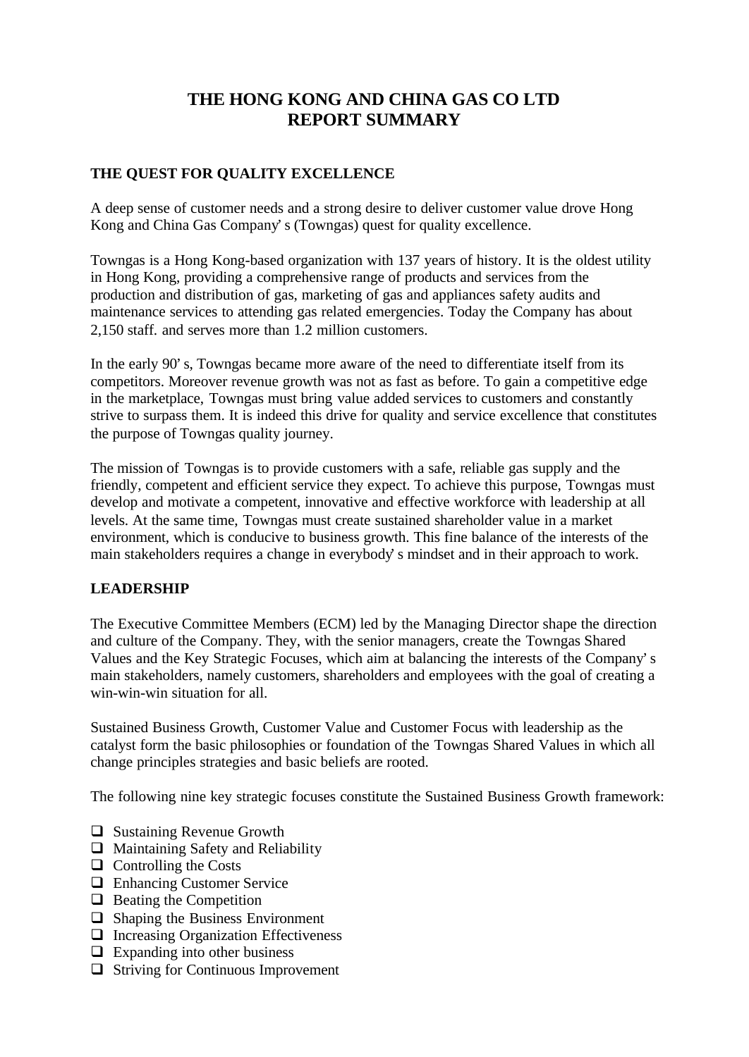# THE HONG KONG AND CHINA GAS CO LTD
# REPORT SUMMARY

## THE QUEST FOR QUALITY EXCELLENCE

A deep sense of customer needs and a strong desire to deliver customer value drove Hong Kong and China Gas Company's (Towngas) quest for quality excellence.

Towngas is a Hong Kong-based organization with 137 years of history. It is the oldest utility in Hong Kong, providing a comprehensive range of products and services from the production and distribution of gas, marketing of gas and appliances safety audits and maintenance services to attending gas related emergencies. Today the Company has about 2,150 staff. and serves more than 1.2 million customers.

In the early 90's, Towngas became more aware of the need to differentiate itself from its competitors. Moreover revenue growth was not as fast as before. To gain a competitive edge in the marketplace, Towngas must bring value added services to customers and constantly strive to surpass them. It is indeed this drive for quality and service excellence that constitutes the purpose of Towngas quality journey.

The mission of Towngas is to provide customers with a safe, reliable gas supply and the friendly, competent and efficient service they expect. To achieve this purpose, Towngas must develop and motivate a competent, innovative and effective workforce with leadership at all levels. At the same time, Towngas must create sustained shareholder value in a market environment, which is conducive to business growth. This fine balance of the interests of the main stakeholders requires a change in everybody's mindset and in their approach to work.

## LEADERSHIP

The Executive Committee Members (ECM) led by the Managing Director shape the direction and culture of the Company. They, with the senior managers, create the Towngas Shared Values and the Key Strategic Focuses, which aim at balancing the interests of the Company's main stakeholders, namely customers, shareholders and employees with the goal of creating a win-win-win situation for all.

Sustained Business Growth, Customer Value and Customer Focus with leadership as the catalyst form the basic philosophies or foundation of the Towngas Shared Values in which all change principles strategies and basic beliefs are rooted.

The following nine key strategic focuses constitute the Sustained Business Growth framework:

- Sustaining Revenue Growth
- Maintaining Safety and Reliability
- Controlling the Costs
- Enhancing Customer Service
- Beating the Competition
- Shaping the Business Environment
- Increasing Organization Effectiveness
- Expanding into other business
- Striving for Continuous Improvement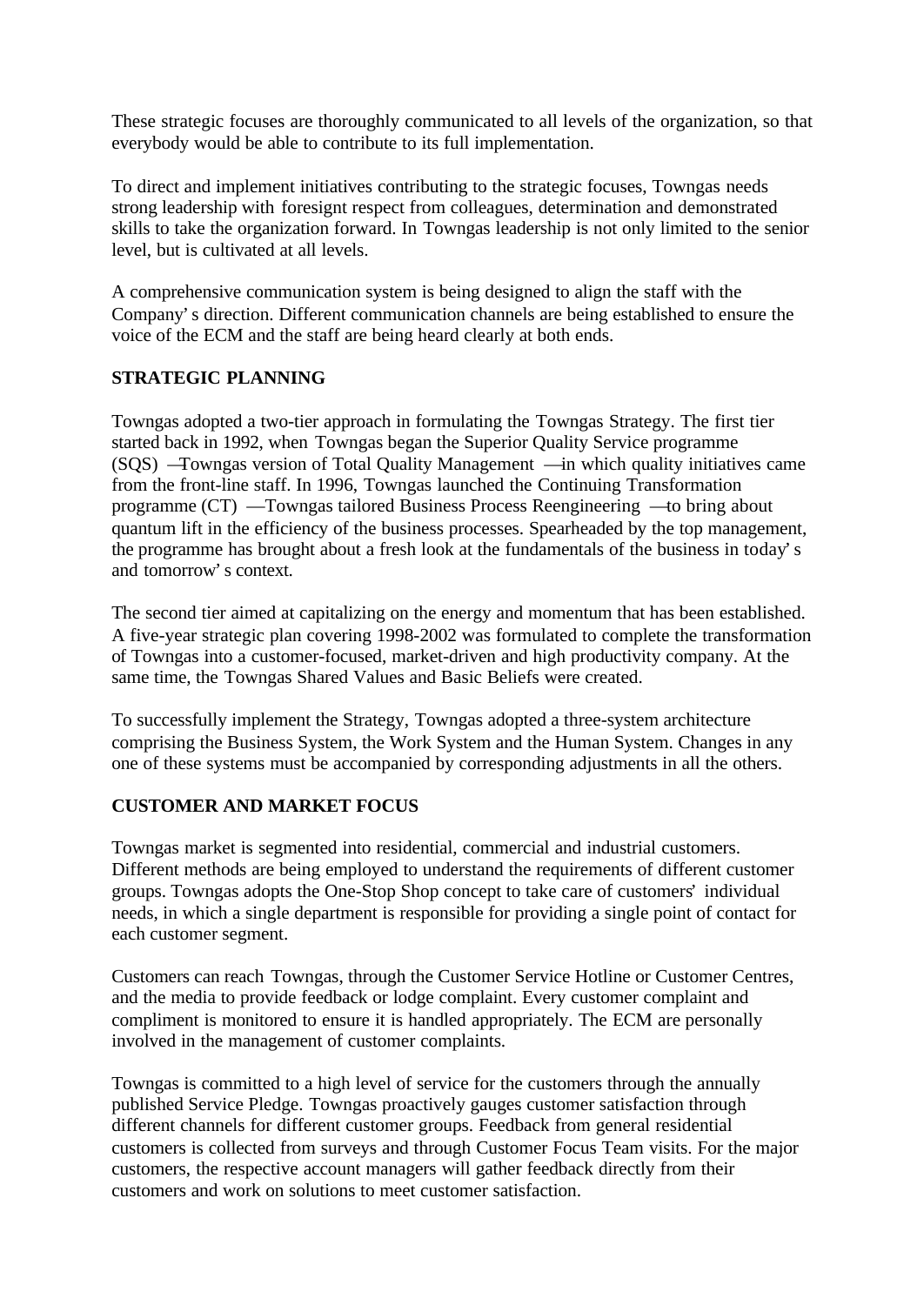These strategic focuses are thoroughly communicated to all levels of the organization, so that everybody would be able to contribute to its full implementation.

To direct and implement initiatives contributing to the strategic focuses, Towngas needs strong leadership with foresignt respect from colleagues, determination and demonstrated skills to take the organization forward. In Towngas leadership is not only limited to the senior level, but is cultivated at all levels.

A comprehensive communication system is being designed to align the staff with the Company's direction. Different communication channels are being established to ensure the voice of the ECM and the staff are being heard clearly at both ends.

## STRATEGIC PLANNING

Towngas adopted a two-tier approach in formulating the Towngas Strategy. The first tier started back in 1992, when Towngas began the Superior Quality Service programme (SQS) — Towngas version of Total Quality Management — in which quality initiatives came from the front-line staff. In 1996, Towngas launched the Continuing Transformation programme (CT) — Towngas tailored Business Process Reengineering — to bring about quantum lift in the efficiency of the business processes. Spearheaded by the top management, the programme has brought about a fresh look at the fundamentals of the business in today's and tomorrow's context.

The second tier aimed at capitalizing on the energy and momentum that has been established. A five-year strategic plan covering 1998-2002 was formulated to complete the transformation of Towngas into a customer-focused, market-driven and high productivity company. At the same time, the Towngas Shared Values and Basic Beliefs were created.

To successfully implement the Strategy, Towngas adopted a three-system architecture comprising the Business System, the Work System and the Human System. Changes in any one of these systems must be accompanied by corresponding adjustments in all the others.

## CUSTOMER AND MARKET FOCUS

Towngas market is segmented into residential, commercial and industrial customers. Different methods are being employed to understand the requirements of different customer groups. Towngas adopts the One-Stop Shop concept to take care of customers' individual needs, in which a single department is responsible for providing a single point of contact for each customer segment.

Customers can reach Towngas, through the Customer Service Hotline or Customer Centres, and the media to provide feedback or lodge complaint. Every customer complaint and compliment is monitored to ensure it is handled appropriately. The ECM are personally involved in the management of customer complaints.

Towngas is committed to a high level of service for the customers through the annually published Service Pledge. Towngas proactively gauges customer satisfaction through different channels for different customer groups. Feedback from general residential customers is collected from surveys and through Customer Focus Team visits. For the major customers, the respective account managers will gather feedback directly from their customers and work on solutions to meet customer satisfaction.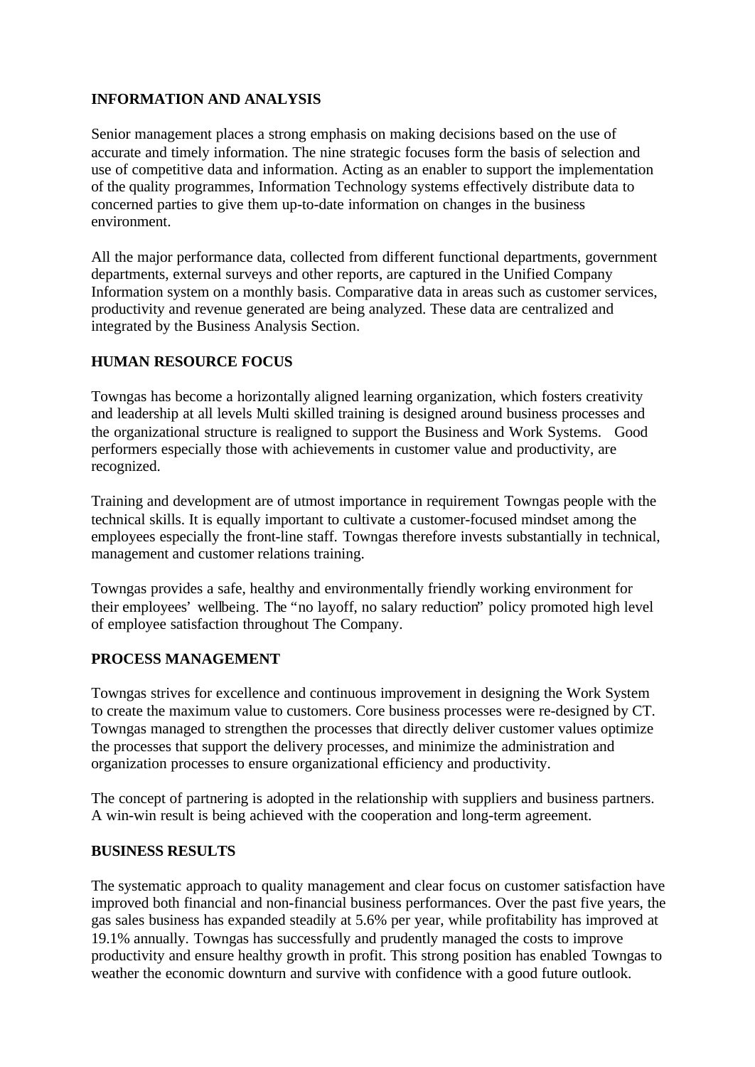## INFORMATION AND ANALYSIS

Senior management places a strong emphasis on making decisions based on the use of accurate and timely information. The nine strategic focuses form the basis of selection and use of competitive data and information. Acting as an enabler to support the implementation of the quality programmes, Information Technology systems effectively distribute data to concerned parties to give them up-to-date information on changes in the business environment.

All the major performance data, collected from different functional departments, government departments, external surveys and other reports, are captured in the Unified Company Information system on a monthly basis. Comparative data in areas such as customer services, productivity and revenue generated are being analyzed. These data are centralized and integrated by the Business Analysis Section.

## HUMAN RESOURCE FOCUS

Towngas has become a horizontally aligned learning organization, which fosters creativity and leadership at all levels Multi skilled training is designed around business processes and the organizational structure is realigned to support the Business and Work Systems. Good performers especially those with achievements in customer value and productivity, are recognized.

Training and development are of utmost importance in requirement Towngas people with the technical skills. It is equally important to cultivate a customer-focused mindset among the employees especially the front-line staff. Towngas therefore invests substantially in technical, management and customer relations training.

Towngas provides a safe, healthy and environmentally friendly working environment for their employees' wellbeing. The "no layoff, no salary reduction" policy promoted high level of employee satisfaction throughout The Company.

## PROCESS MANAGEMENT

Towngas strives for excellence and continuous improvement in designing the Work System to create the maximum value to customers. Core business processes were re-designed by CT. Towngas managed to strengthen the processes that directly deliver customer values optimize the processes that support the delivery processes, and minimize the administration and organization processes to ensure organizational efficiency and productivity.

The concept of partnering is adopted in the relationship with suppliers and business partners. A win-win result is being achieved with the cooperation and long-term agreement.

## BUSINESS RESULTS

The systematic approach to quality management and clear focus on customer satisfaction have improved both financial and non-financial business performances. Over the past five years, the gas sales business has expanded steadily at 5.6% per year, while profitability has improved at 19.1% annually. Towngas has successfully and prudently managed the costs to improve productivity and ensure healthy growth in profit. This strong position has enabled Towngas to weather the economic downturn and survive with confidence with a good future outlook.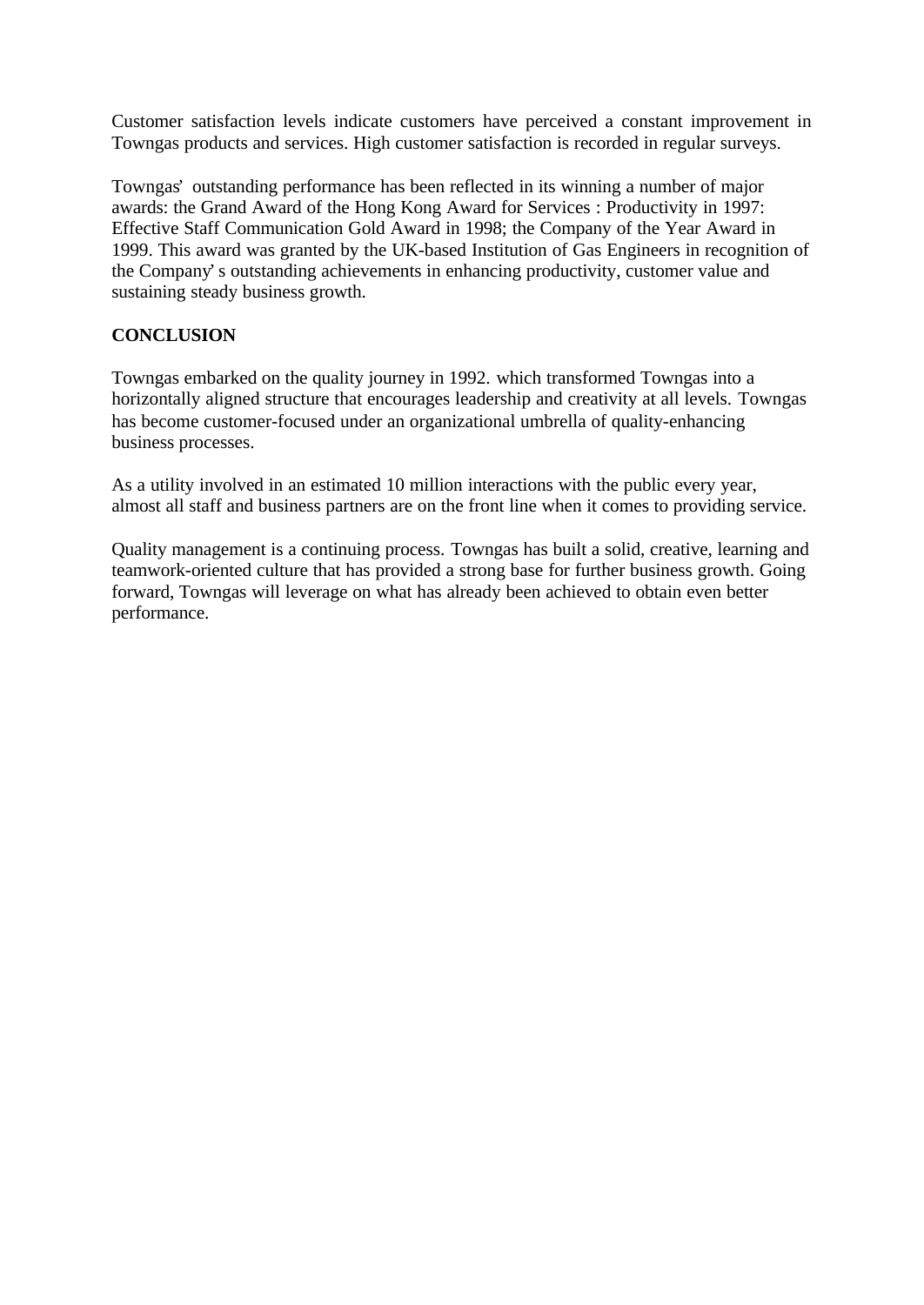Customer satisfaction levels indicate customers have perceived a constant improvement in Towngas products and services. High customer satisfaction is recorded in regular surveys.

Towngas' outstanding performance has been reflected in its winning a number of major awards: the Grand Award of the Hong Kong Award for Services : Productivity in 1997: Effective Staff Communication Gold Award in 1998; the Company of the Year Award in 1999. This award was granted by the UK-based Institution of Gas Engineers in recognition of the Company's outstanding achievements in enhancing productivity, customer value and sustaining steady business growth.

**CONCLUSION**

Towngas embarked on the quality journey in 1992. which transformed Towngas into a horizontally aligned structure that encourages leadership and creativity at all levels. Towngas has become customer-focused under an organizational umbrella of quality-enhancing business processes.

As a utility involved in an estimated 10 million interactions with the public every year, almost all staff and business partners are on the front line when it comes to providing service.

Quality management is a continuing process. Towngas has built a solid, creative, learning and teamwork-oriented culture that has provided a strong base for further business growth. Going forward, Towngas will leverage on what has already been achieved to obtain even better performance.